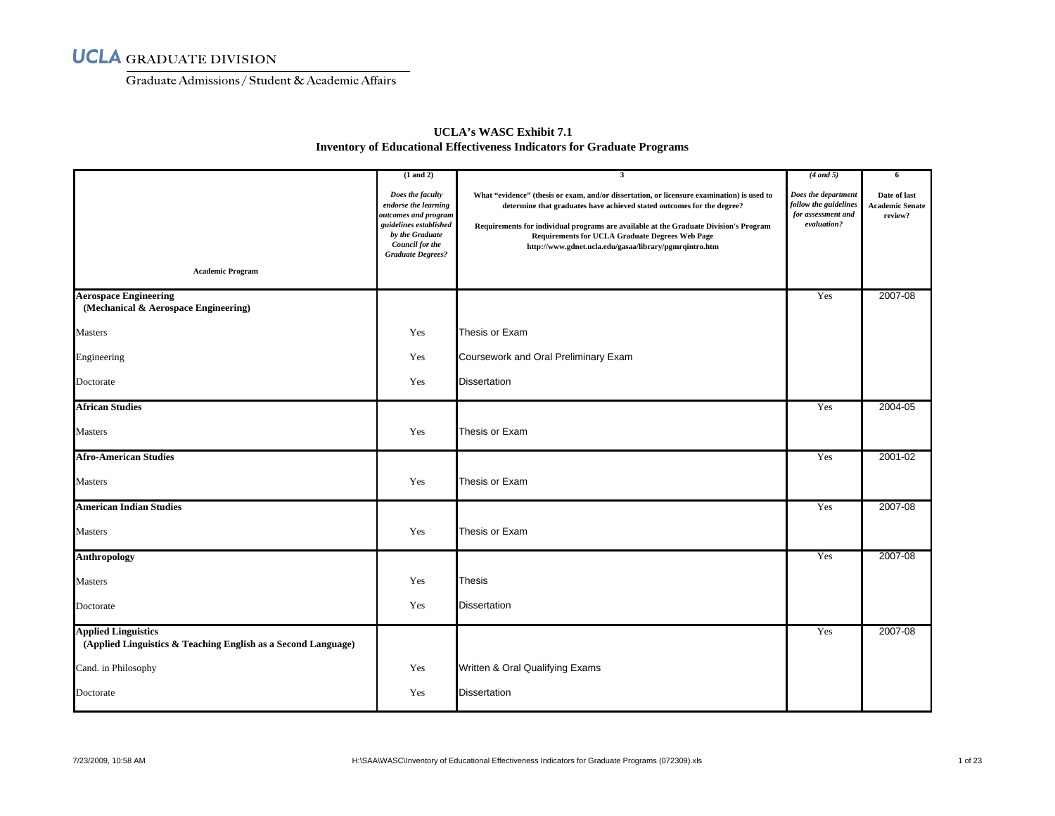UCLA GRADUATE DIVISION

Graduate Admissions / Student & Academic Affairs

## UCLA's WASC Exhibit 7.1
## Inventory of Educational Effectiveness Indicators for Graduate Programs

| Academic Program | (1 and 2) *Does the faculty endorse the learning outcomes and program guidelines established by the Graduate Council for the Graduate Degrees?* | 3 What "evidence" (thesis or exam, and/or dissertation, or licensure examination) is used to determine that graduates have achieved stated outcomes for the degree? Requirements for individual programs are available at the Graduate Division's Program Requirements for UCLA Graduate Degrees Web Page http://www.gdnet.ucla.edu/gasaa/library/pgmrqintro.htm | (4 and 5) *Does the department follow the guidelines for assessment and evaluation?* | 6 Date of last Academic Senate review? |
|---|---|---|---|---|
| **Aerospace Engineering (Mechanical & Aerospace Engineering)** | | | Yes | 2007-08 |
| Masters | Yes | Thesis or Exam | | |
| Engineering | Yes | Coursework and Oral Preliminary Exam | | |
| Doctorate | Yes | Dissertation | | |
| **African Studies** | | | Yes | 2004-05 |
| Masters | Yes | Thesis or Exam | | |
| **Afro-American Studies** | | | Yes | 2001-02 |
| Masters | Yes | Thesis or Exam | | |
| **American Indian Studies** | | | Yes | 2007-08 |
| Masters | Yes | Thesis or Exam | | |
| **Anthropology** | | | Yes | 2007-08 |
| Masters | Yes | Thesis | | |
| Doctorate | Yes | Dissertation | | |
| **Applied Linguistics (Applied Linguistics & Teaching English as a Second Language)** | | | Yes | 2007-08 |
| Cand. in Philosophy | Yes | Written & Oral Qualifying Exams | | |
| Doctorate | Yes | Dissertation | | |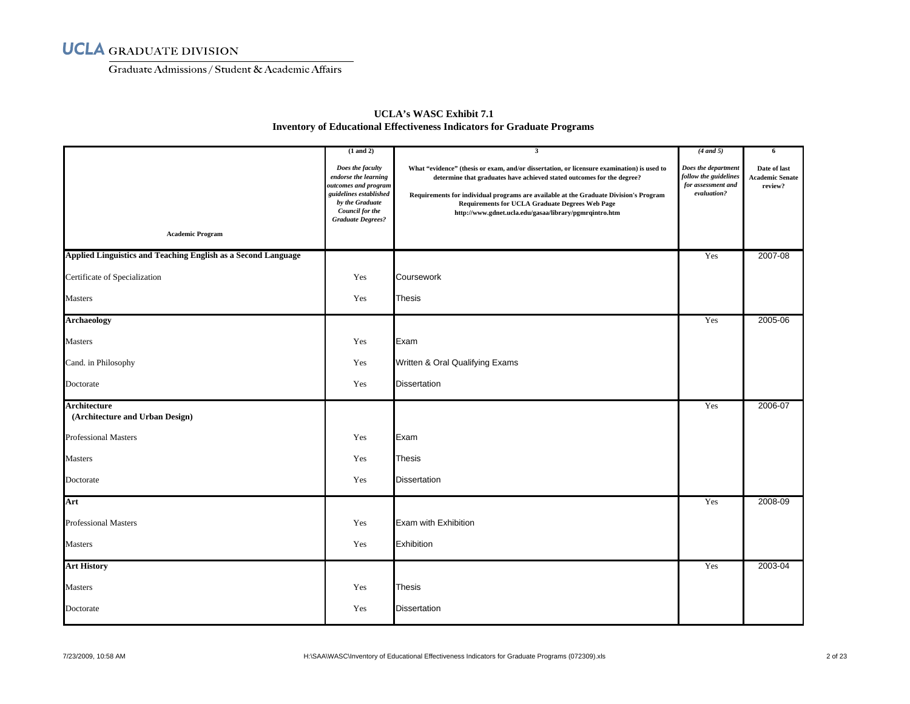UCLA GRADUATE DIVISION

Graduate Admissions / Student & Academic Affairs

## UCLA's WASC Exhibit 7.1
## Inventory of Educational Effectiveness Indicators for Graduate Programs

| Academic Program | (1 and 2) *Does the faculty endorse the learning outcomes and program guidelines established by the Graduate Council for the Graduate Degrees?* | 3 What "evidence" (thesis or exam, and/or dissertation, or licensure examination) is used to determine that graduates have achieved stated outcomes for the degree? Requirements for individual programs are available at the Graduate Division's Program Requirements for UCLA Graduate Degrees Web Page http://www.gdnet.ucla.edu/gasaa/library/pgmrqintro.htm | (4 and 5) *Does the department follow the guidelines for assessment and evaluation?* | 6 Date of last Academic Senate review? |
|---|---|---|---|---|
| **Applied Linguistics and Teaching English as a Second Language** | | | Yes | 2007-08 |
| Certificate of Specialization | Yes | Coursework | | |
| Masters | Yes | Thesis | | |
| **Archaeology** | | | Yes | 2005-06 |
| Masters | Yes | Exam | | |
| Cand. in Philosophy | Yes | Written & Oral Qualifying Exams | | |
| Doctorate | Yes | Dissertation | | |
| **Architecture (Architecture and Urban Design)** | | | Yes | 2006-07 |
| Professional Masters | Yes | Exam | | |
| Masters | Yes | Thesis | | |
| Doctorate | Yes | Dissertation | | |
| **Art** | | | Yes | 2008-09 |
| Professional Masters | Yes | Exam with Exhibition | | |
| Masters | Yes | Exhibition | | |
| **Art History** | | | Yes | 2003-04 |
| Masters | Yes | Thesis | | |
| Doctorate | Yes | Dissertation | | |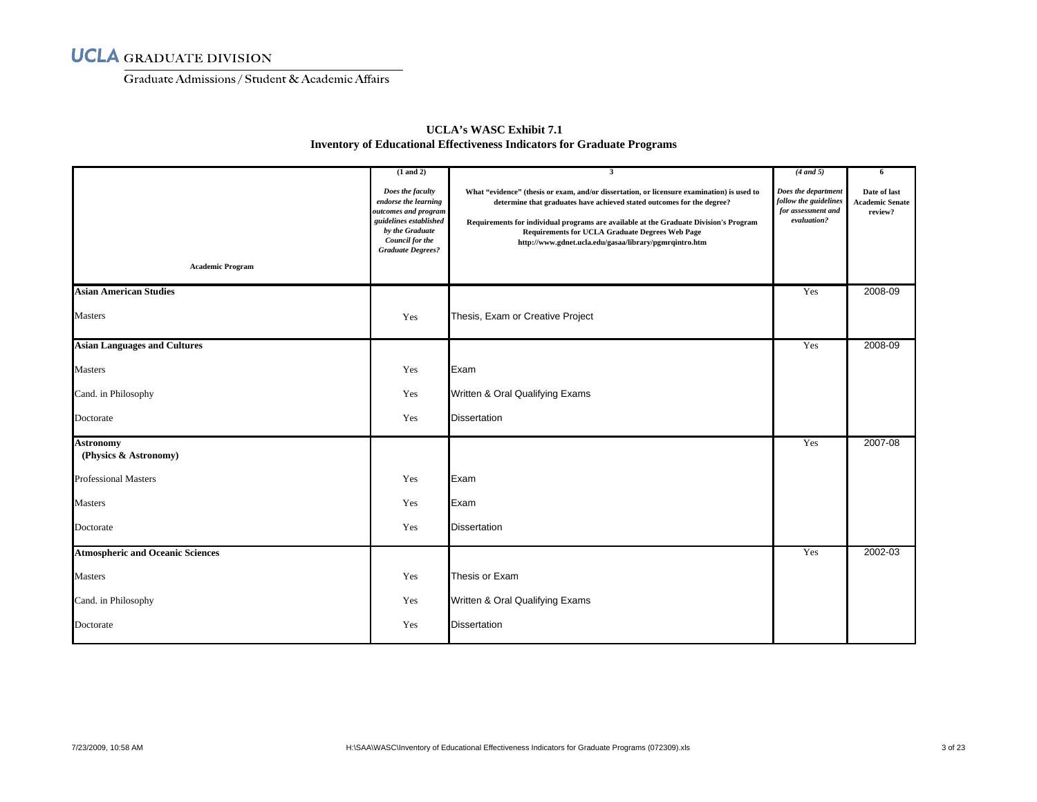UCLA GRADUATE DIVISION

Graduate Admissions / Student & Academic Affairs

## UCLA's WASC Exhibit 7.1
## Inventory of Educational Effectiveness Indicators for Graduate Programs

| Academic Program | (1 and 2) *Does the faculty endorse the learning outcomes and program guidelines established by the Graduate Council for the Graduate Degrees?* | 3 What "evidence" (thesis or exam, and/or dissertation, or licensure examination) is used to determine that graduates have achieved stated outcomes for the degree? Requirements for individual programs are available at the Graduate Division's Program Requirements for UCLA Graduate Degrees Web Page http://www.gdnet.ucla.edu/gasaa/library/pgmrqintro.htm | (4 and 5) *Does the department follow the guidelines for assessment and evaluation?* | 6 Date of last Academic Senate review? |
|---|---|---|---|---|
| **Asian American Studies** | | | Yes | 2008-09 |
| Masters | Yes | Thesis, Exam or Creative Project | | |
| **Asian Languages and Cultures** | | | Yes | 2008-09 |
| Masters | Yes | Exam | | |
| Cand. in Philosophy | Yes | Written & Oral Qualifying Exams | | |
| Doctorate | Yes | Dissertation | | |
| **Astronomy (Physics & Astronomy)** | | | Yes | 2007-08 |
| Professional Masters | Yes | Exam | | |
| Masters | Yes | Exam | | |
| Doctorate | Yes | Dissertation | | |
| **Atmospheric and Oceanic Sciences** | | | Yes | 2002-03 |
| Masters | Yes | Thesis or Exam | | |
| Cand. in Philosophy | Yes | Written & Oral Qualifying Exams | | |
| Doctorate | Yes | Dissertation | | |

7/23/2009, 10:58 AM H:\SAA\WASC\Inventory of Educational Effectiveness Indicators for Graduate Programs (072309).xls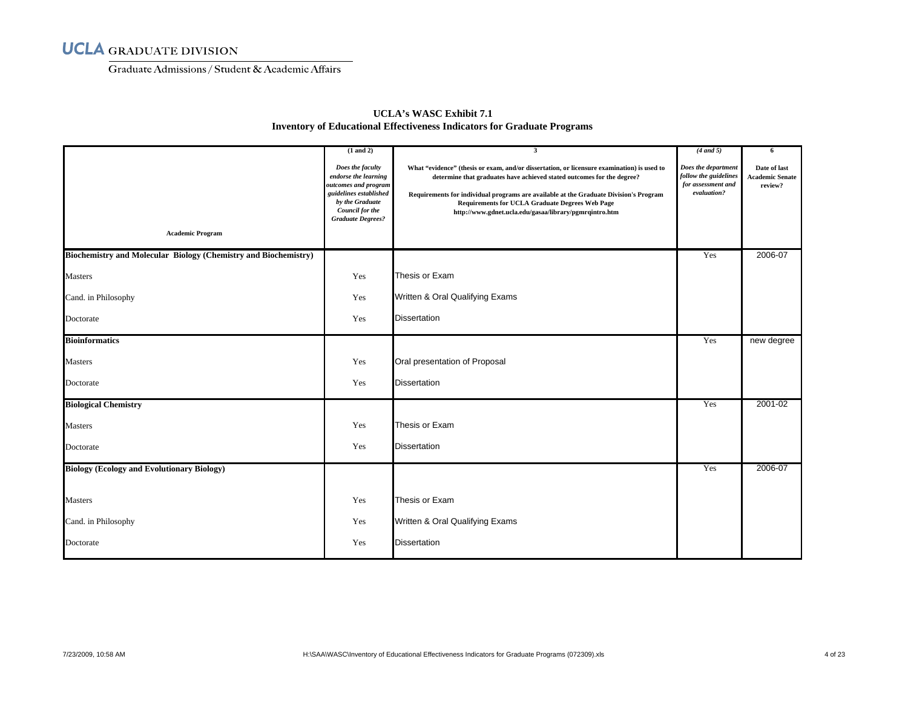UCLA GRADUATE DIVISION

Graduate Admissions / Student & Academic Affairs

## UCLA's WASC Exhibit 7.1
## Inventory of Educational Effectiveness Indicators for Graduate Programs

| Academic Program | (1 and 2) *Does the faculty endorse the learning outcomes and program guidelines established by the Graduate Council for the Graduate Degrees?* | 3 What "evidence" (thesis or exam, and/or dissertation, or licensure examination) is used to determine that graduates have achieved stated outcomes for the degree? Requirements for individual programs are available at the Graduate Division's Program Requirements for UCLA Graduate Degrees Web Page http://www.gdnet.ucla.edu/gasaa/library/pgmrqintro.htm | (4 and 5) *Does the department follow the guidelines for assessment and evaluation?* | 6 Date of last Academic Senate review? |
|---|---|---|---|---|
| **Biochemistry and Molecular Biology (Chemistry and Biochemistry)** | | | Yes | 2006-07 |
| Masters | Yes | Thesis or Exam | | |
| Cand. in Philosophy | Yes | Written & Oral Qualifying Exams | | |
| Doctorate | Yes | Dissertation | | |
| **Bioinformatics** | | | Yes | new degree |
| Masters | Yes | Oral presentation of Proposal | | |
| Doctorate | Yes | Dissertation | | |
| **Biological Chemistry** | | | Yes | 2001-02 |
| Masters | Yes | Thesis or Exam | | |
| Doctorate | Yes | Dissertation | | |
| **Biology (Ecology and Evolutionary Biology)** | | | Yes | 2006-07 |
| Masters | Yes | Thesis or Exam | | |
| Cand. in Philosophy | Yes | Written & Oral Qualifying Exams | | |
| Doctorate | Yes | Dissertation | | |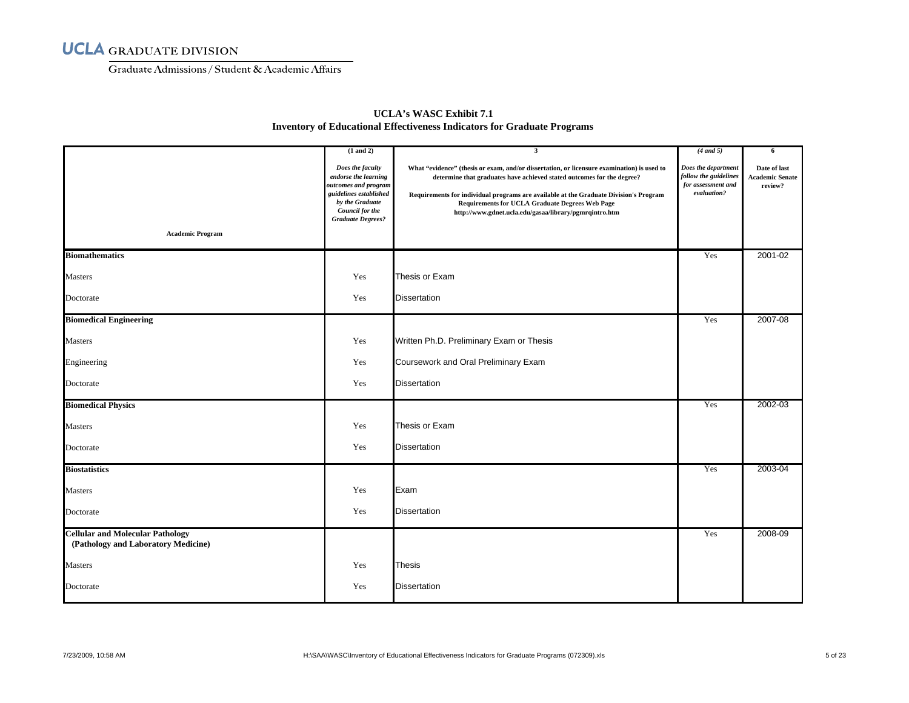# UCLA GRADUATE DIVISION

Graduate Admissions / Student & Academic Affairs

## UCLA's WASC Exhibit 7.1
## Inventory of Educational Effectiveness Indicators for Graduate Programs

| Academic Program | (1 and 2) *Does the faculty endorse the learning outcomes and program guidelines established by the Graduate Council for the Graduate Degrees?* | 3 What "evidence" (thesis or exam, and/or dissertation, or licensure examination) is used to determine that graduates have achieved stated outcomes for the degree? Requirements for individual programs are available at the Graduate Division's Program Requirements for UCLA Graduate Degrees Web Page http://www.gdnet.ucla.edu/gasaa/library/pgmrqintro.htm | (4 and 5) *Does the department follow the guidelines for assessment and evaluation?* | 6 Date of last Academic Senate review? |
|---|---|---|---|---|
| **Biomathematics** | | | Yes | 2001-02 |
| Masters | Yes | Thesis or Exam | | |
| Doctorate | Yes | Dissertation | | |
| **Biomedical Engineering** | | | Yes | 2007-08 |
| Masters | Yes | Written Ph.D. Preliminary Exam or Thesis | | |
| Engineering | Yes | Coursework and Oral Preliminary Exam | | |
| Doctorate | Yes | Dissertation | | |
| **Biomedical Physics** | | | Yes | 2002-03 |
| Masters | Yes | Thesis or Exam | | |
| Doctorate | Yes | Dissertation | | |
| **Biostatistics** | | | Yes | 2003-04 |
| Masters | Yes | Exam | | |
| Doctorate | Yes | Dissertation | | |
| **Cellular and Molecular Pathology (Pathology and Laboratory Medicine)** | | | Yes | 2008-09 |
| Masters | Yes | Thesis | | |
| Doctorate | Yes | Dissertation | | |

7/23/2009, 10:58 AM H:\SAA\WASC\Inventory of Educational Effectiveness Indicators for Graduate Programs (072309).xls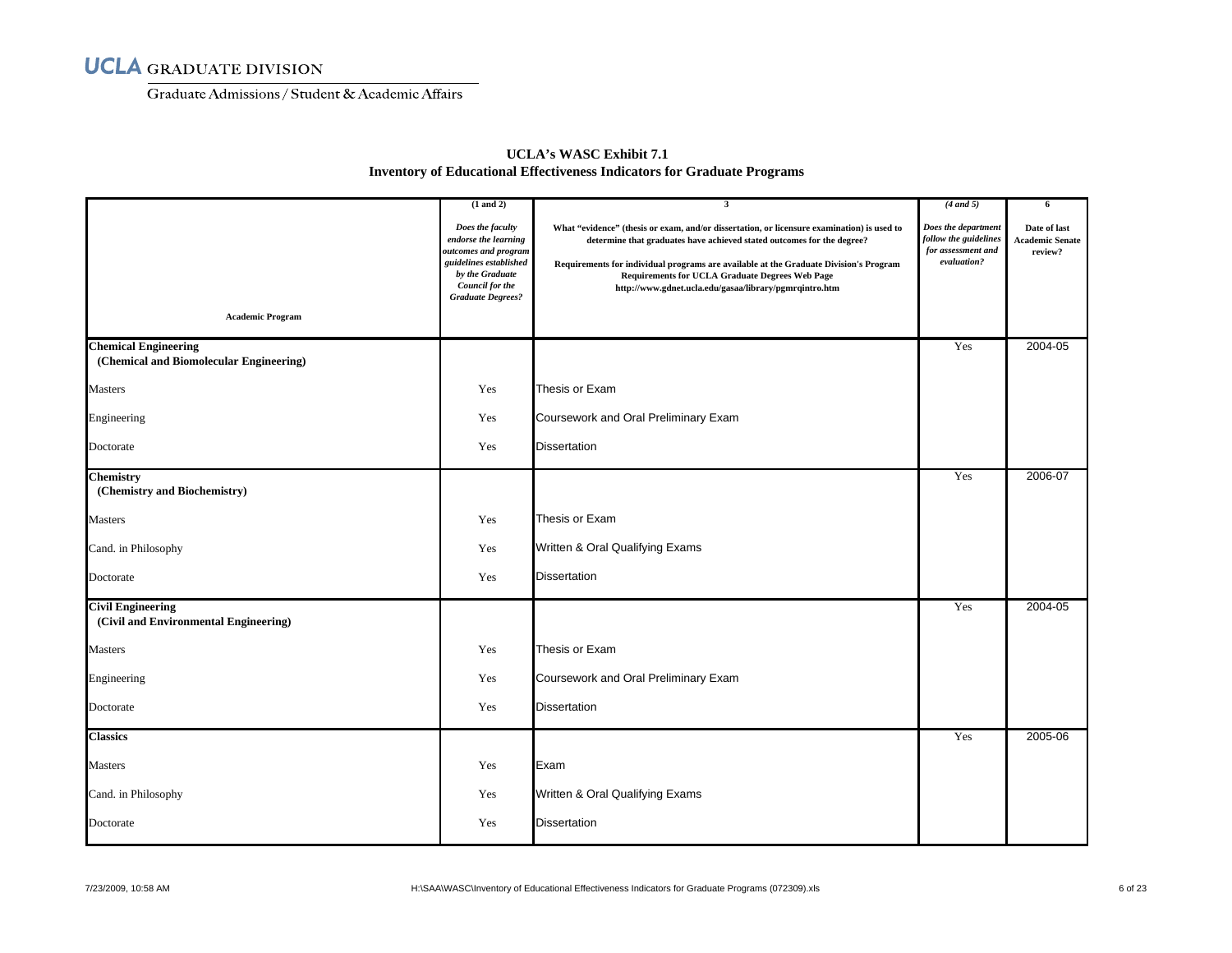UCLA GRADUATE DIVISION

Graduate Admissions / Student & Academic Affairs

**UCLA's WASC Exhibit 7.1**
**Inventory of Educational Effectiveness Indicators for Graduate Programs**

| Academic Program | (1 and 2) *Does the faculty endorse the learning outcomes and program guidelines established by the Graduate Council for the Graduate Degrees?* | 3 What "evidence" (thesis or exam, and/or dissertation, or licensure examination) is used to determine that graduates have achieved stated outcomes for the degree? Requirements for individual programs are available at the Graduate Division's Program Requirements for UCLA Graduate Degrees Web Page http://www.gdnet.ucla.edu/gasaa/library/pgmrqintro.htm | (4 and 5) *Does the department follow the guidelines for assessment and evaluation?* | 6 Date of last Academic Senate review? |
|---|---|---|---|---|
| **Chemical Engineering (Chemical and Biomolecular Engineering)** | | | Yes | 2004-05 |
| Masters | Yes | Thesis or Exam | | |
| Engineering | Yes | Coursework and Oral Preliminary Exam | | |
| Doctorate | Yes | Dissertation | | |
| **Chemistry (Chemistry and Biochemistry)** | | | Yes | 2006-07 |
| Masters | Yes | Thesis or Exam | | |
| Cand. in Philosophy | Yes | Written & Oral Qualifying Exams | | |
| Doctorate | Yes | Dissertation | | |
| **Civil Engineering (Civil and Environmental Engineering)** | | | Yes | 2004-05 |
| Masters | Yes | Thesis or Exam | | |
| Engineering | Yes | Coursework and Oral Preliminary Exam | | |
| Doctorate | Yes | Dissertation | | |
| **Classics** | | | Yes | 2005-06 |
| Masters | Yes | Exam | | |
| Cand. in Philosophy | Yes | Written & Oral Qualifying Exams | | |
| Doctorate | Yes | Dissertation | | |

7/23/2009, 10:58 AM H:\SAA\WASC\Inventory of Educational Effectiveness Indicators for Graduate Programs (072309).xls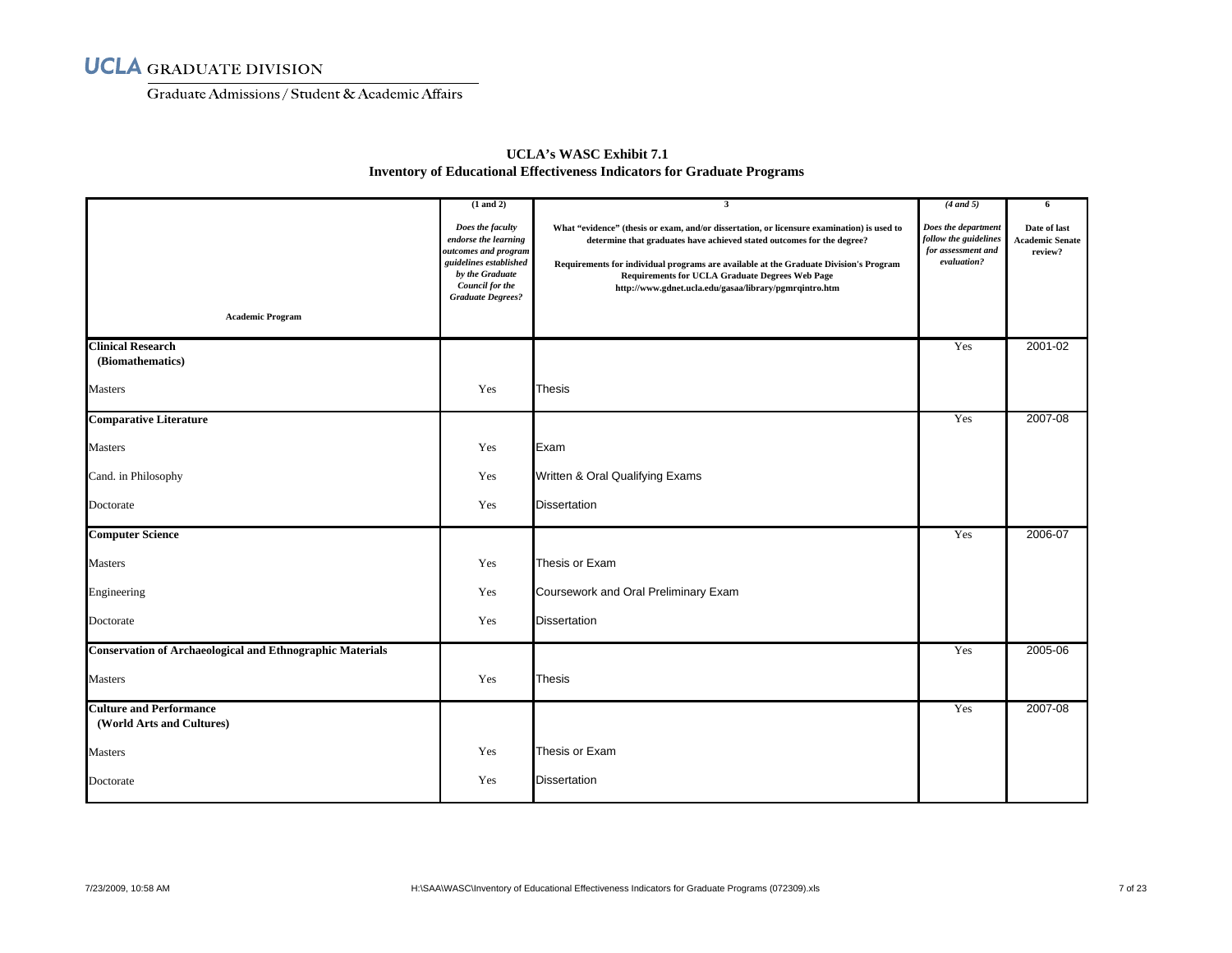UCLA GRADUATE DIVISION

Graduate Admissions / Student & Academic Affairs

**UCLA's WASC Exhibit 7.1**
**Inventory of Educational Effectiveness Indicators for Graduate Programs**

| Academic Program | (1 and 2) *Does the faculty endorse the learning outcomes and program guidelines established by the Graduate Council for the Graduate Degrees?* | 3 What "evidence" (thesis or exam, and/or dissertation, or licensure examination) is used to determine that graduates have achieved stated outcomes for the degree? Requirements for individual programs are available at the Graduate Division's Program Requirements for UCLA Graduate Degrees Web Page http://www.gdnet.ucla.edu/gasaa/library/pgmrqintro.htm | (4 and 5) *Does the department follow the guidelines for assessment and evaluation?* | 6 Date of last Academic Senate review? |
|---|---|---|---|---|
| **Clinical Research (Biomathematics)** | | | Yes | 2001-02 |
| Masters | Yes | Thesis | | |
| **Comparative Literature** | | | Yes | 2007-08 |
| Masters | Yes | Exam | | |
| Cand. in Philosophy | Yes | Written & Oral Qualifying Exams | | |
| Doctorate | Yes | Dissertation | | |
| **Computer Science** | | | Yes | 2006-07 |
| Masters | Yes | Thesis or Exam | | |
| Engineering | Yes | Coursework and Oral Preliminary Exam | | |
| Doctorate | Yes | Dissertation | | |
| **Conservation of Archaeological and Ethnographic Materials** | | | Yes | 2005-06 |
| Masters | Yes | Thesis | | |
| **Culture and Performance (World Arts and Cultures)** | | | Yes | 2007-08 |
| Masters | Yes | Thesis or Exam | | |
| Doctorate | Yes | Dissertation | | |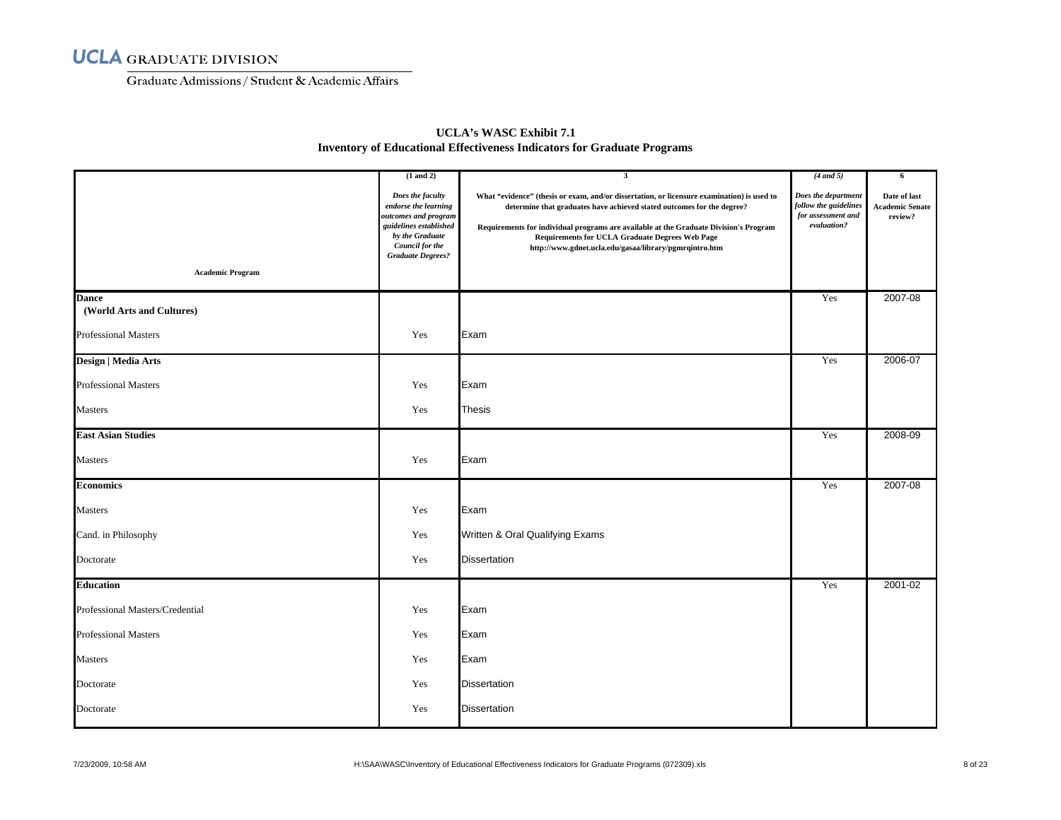**UCLA GRADUATE DIVISION**

Graduate Admissions / Student & Academic Affairs

## UCLA's WASC Exhibit 7.1
## Inventory of Educational Effectiveness Indicators for Graduate Programs

| Academic Program | (1 and 2) *Does the faculty endorse the learning outcomes and program guidelines established by the Graduate Council for the Graduate Degrees?* | 3 What "evidence" (thesis or exam, and/or dissertation, or licensure examination) is used to determine that graduates have achieved stated outcomes for the degree? Requirements for individual programs are available at the Graduate Division's Program Requirements for UCLA Graduate Degrees Web Page http://www.gdnet.ucla.edu/gasaa/library/pgmrqintro.htm | (4 and 5) *Does the department follow the guidelines for assessment and evaluation?* | 6 Date of last Academic Senate review? |
|---|---|---|---|---|
| **Dance (World Arts and Cultures)** | | | Yes | 2007-08 |
| Professional Masters | Yes | Exam | | |
| **Design \| Media Arts** | | | Yes | 2006-07 |
| Professional Masters | Yes | Exam | | |
| Masters | Yes | Thesis | | |
| **East Asian Studies** | | | Yes | 2008-09 |
| Masters | Yes | Exam | | |
| **Economics** | | | Yes | 2007-08 |
| Masters | Yes | Exam | | |
| Cand. in Philosophy | Yes | Written & Oral Qualifying Exams | | |
| Doctorate | Yes | Dissertation | | |
| **Education** | | | Yes | 2001-02 |
| Professional Masters/Credential | Yes | Exam | | |
| Professional Masters | Yes | Exam | | |
| Masters | Yes | Exam | | |
| Doctorate | Yes | Dissertation | | |
| Doctorate | Yes | Dissertation | | |

7/23/2009, 10:58 AM H:\SAA\WASC\Inventory of Educational Effectiveness Indicators for Graduate Programs (072309).xls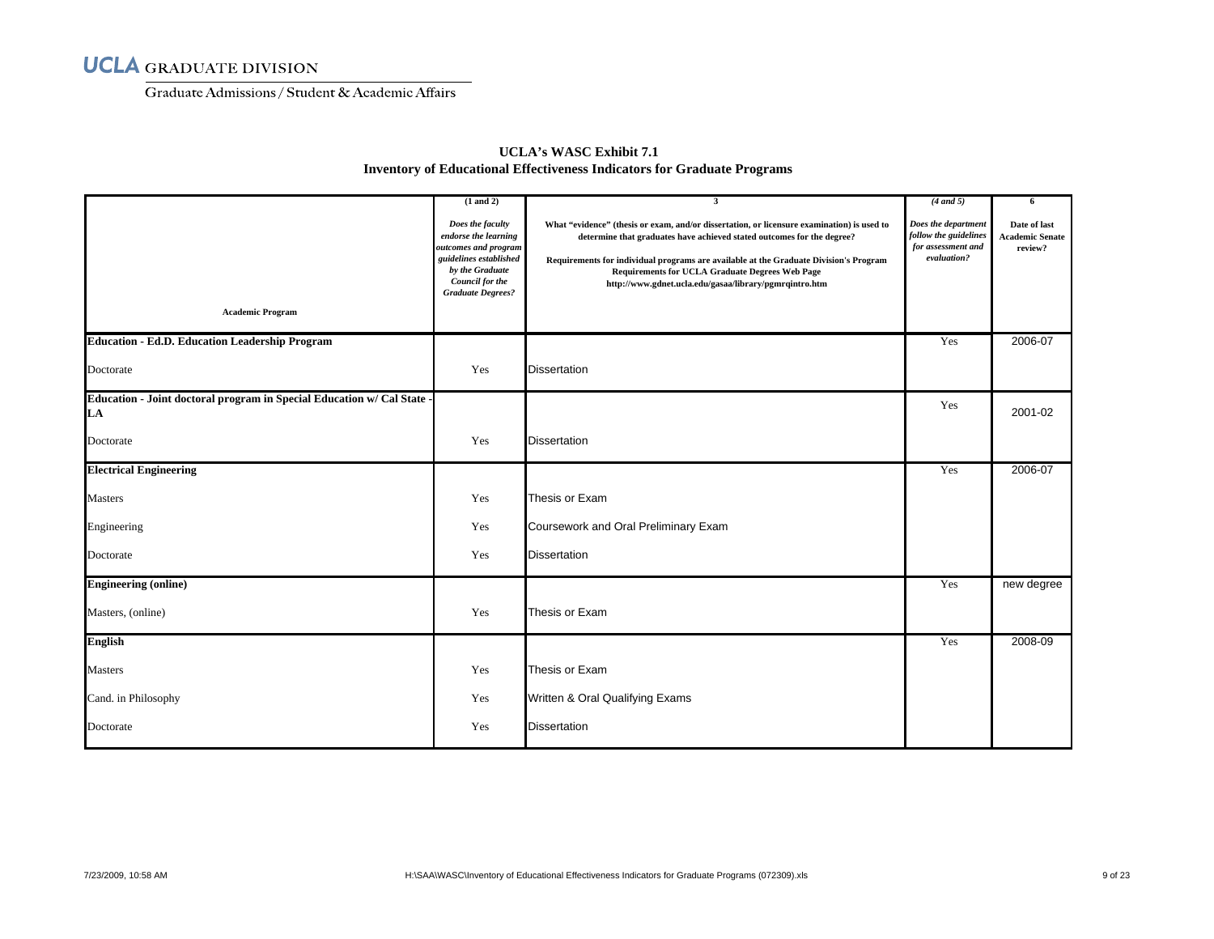UCLA GRADUATE DIVISION

Graduate Admissions / Student & Academic Affairs

## UCLA's WASC Exhibit 7.1
## Inventory of Educational Effectiveness Indicators for Graduate Programs

| Academic Program | (1 and 2) *Does the faculty endorse the learning outcomes and program guidelines established by the Graduate Council for the Graduate Degrees?* | 3 What "evidence" (thesis or exam, and/or dissertation, or licensure examination) is used to determine that graduates have achieved stated outcomes for the degree? Requirements for individual programs are available at the Graduate Division's Program Requirements for UCLA Graduate Degrees Web Page http://www.gdnet.ucla.edu/gasaa/library/pgmrqintro.htm | (4 and 5) *Does the department follow the guidelines for assessment and evaluation?* | 6 Date of last Academic Senate review? |
|---|---|---|---|---|
| **Education - Ed.D. Education Leadership Program** | | | Yes | 2006-07 |
| Doctorate | Yes | Dissertation | | |
| **Education - Joint doctoral program in Special Education w/ Cal State - LA** | | | Yes | 2001-02 |
| Doctorate | Yes | Dissertation | | |
| **Electrical Engineering** | | | Yes | 2006-07 |
| Masters | Yes | Thesis or Exam | | |
| Engineering | Yes | Coursework and Oral Preliminary Exam | | |
| Doctorate | Yes | Dissertation | | |
| **Engineering (online)** | | | Yes | new degree |
| Masters, (online) | Yes | Thesis or Exam | | |
| **English** | | | Yes | 2008-09 |
| Masters | Yes | Thesis or Exam | | |
| Cand. in Philosophy | Yes | Written & Oral Qualifying Exams | | |
| Doctorate | Yes | Dissertation | | |

7/23/2009, 10:58 AM H:\SAA\WASC\Inventory of Educational Effectiveness Indicators for Graduate Programs (072309).xls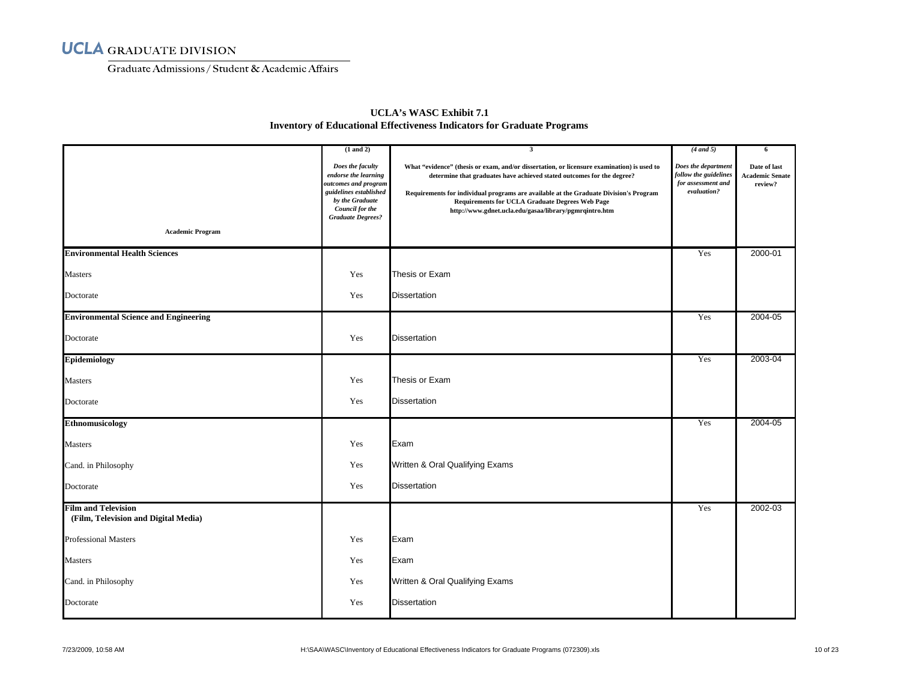UCLA GRADUATE DIVISION

Graduate Admissions / Student & Academic Affairs

## UCLA's WASC Exhibit 7.1
## Inventory of Educational Effectiveness Indicators for Graduate Programs

| Academic Program | (1 and 2) *Does the faculty endorse the learning outcomes and program guidelines established by the Graduate Council for the Graduate Degrees?* | 3 What "evidence" (thesis or exam, and/or dissertation, or licensure examination) is used to determine that graduates have achieved stated outcomes for the degree? Requirements for individual programs are available at the Graduate Division's Program Requirements for UCLA Graduate Degrees Web Page http://www.gdnet.ucla.edu/gasaa/library/pgmrqintro.htm | (4 and 5) *Does the department follow the guidelines for assessment and evaluation?* | 6 Date of last Academic Senate review? |
|---|---|---|---|---|
| **Environmental Health Sciences** | | | Yes | 2000-01 |
| Masters | Yes | Thesis or Exam | | |
| Doctorate | Yes | Dissertation | | |
| **Environmental Science and Engineering** | | | Yes | 2004-05 |
| Doctorate | Yes | Dissertation | | |
| **Epidemiology** | | | Yes | 2003-04 |
| Masters | Yes | Thesis or Exam | | |
| Doctorate | Yes | Dissertation | | |
| **Ethnomusicology** | | | Yes | 2004-05 |
| Masters | Yes | Exam | | |
| Cand. in Philosophy | Yes | Written & Oral Qualifying Exams | | |
| Doctorate | Yes | Dissertation | | |
| **Film and Television (Film, Television and Digital Media)** | | | Yes | 2002-03 |
| Professional Masters | Yes | Exam | | |
| Masters | Yes | Exam | | |
| Cand. in Philosophy | Yes | Written & Oral Qualifying Exams | | |
| Doctorate | Yes | Dissertation | | |

7/23/2009, 10:58 AM H:\SAA\WASC\Inventory of Educational Effectiveness Indicators for Graduate Programs (072309).xls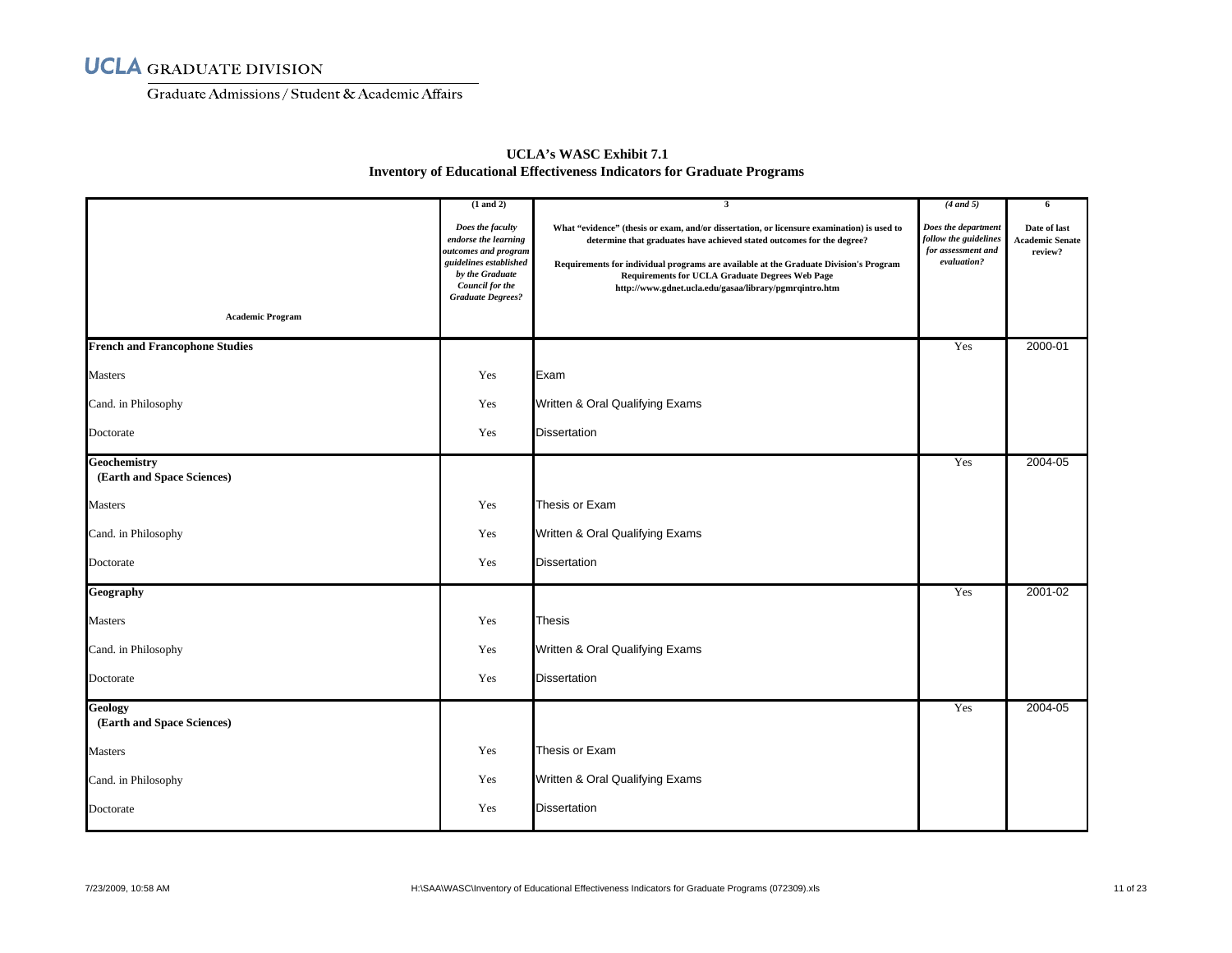UCLA GRADUATE DIVISION

Graduate Admissions / Student & Academic Affairs

## UCLA's WASC Exhibit 7.1
## Inventory of Educational Effectiveness Indicators for Graduate Programs

| Academic Program | (1 and 2) *Does the faculty endorse the learning outcomes and program guidelines established by the Graduate Council for the Graduate Degrees?* | 3 What "evidence" (thesis or exam, and/or dissertation, or licensure examination) is used to determine that graduates have achieved stated outcomes for the degree? Requirements for individual programs are available at the Graduate Division's Program Requirements for UCLA Graduate Degrees Web Page http://www.gdnet.ucla.edu/gasaa/library/pgmrqintro.htm | (4 and 5) *Does the department follow the guidelines for assessment and evaluation?* | 6 Date of last Academic Senate review? |
|---|---|---|---|---|
| **French and Francophone Studies** | | | Yes | 2000-01 |
| Masters | Yes | Exam | | |
| Cand. in Philosophy | Yes | Written & Oral Qualifying Exams | | |
| Doctorate | Yes | Dissertation | | |
| **Geochemistry (Earth and Space Sciences)** | | | Yes | 2004-05 |
| Masters | Yes | Thesis or Exam | | |
| Cand. in Philosophy | Yes | Written & Oral Qualifying Exams | | |
| Doctorate | Yes | Dissertation | | |
| **Geography** | | | Yes | 2001-02 |
| Masters | Yes | Thesis | | |
| Cand. in Philosophy | Yes | Written & Oral Qualifying Exams | | |
| Doctorate | Yes | Dissertation | | |
| **Geology (Earth and Space Sciences)** | | | Yes | 2004-05 |
| Masters | Yes | Thesis or Exam | | |
| Cand. in Philosophy | Yes | Written & Oral Qualifying Exams | | |
| Doctorate | Yes | Dissertation | | |

7/23/2009, 10:58 AM H:\SAA\WASC\Inventory of Educational Effectiveness Indicators for Graduate Programs (072309).xls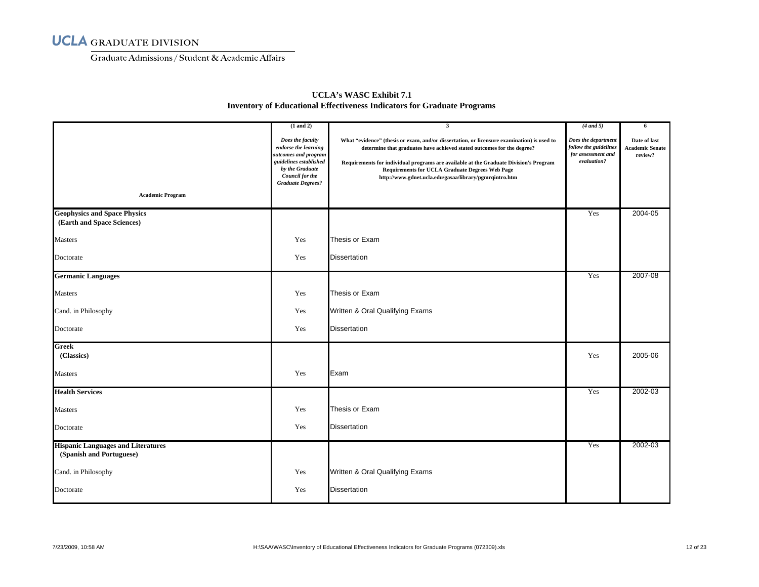UCLA GRADUATE DIVISION

Graduate Admissions / Student & Academic Affairs

## UCLA's WASC Exhibit 7.1
## Inventory of Educational Effectiveness Indicators for Graduate Programs

| Academic Program | (1 and 2) *Does the faculty endorse the learning outcomes and program guidelines established by the Graduate Council for the Graduate Degrees?* | 3 What "evidence" (thesis or exam, and/or dissertation, or licensure examination) is used to determine that graduates have achieved stated outcomes for the degree? Requirements for individual programs are available at the Graduate Division's Program Requirements for UCLA Graduate Degrees Web Page http://www.gdnet.ucla.edu/gasaa/library/pgmrqintro.htm | (4 and 5) *Does the department follow the guidelines for assessment and evaluation?* | 6 Date of last Academic Senate review? |
|---|---|---|---|---|
| **Geophysics and Space Physics (Earth and Space Sciences)** | | | Yes | 2004-05 |
| Masters | Yes | Thesis or Exam | | |
| Doctorate | Yes | Dissertation | | |
| **Germanic Languages** | | | Yes | 2007-08 |
| Masters | Yes | Thesis or Exam | | |
| Cand. in Philosophy | Yes | Written & Oral Qualifying Exams | | |
| Doctorate | Yes | Dissertation | | |
| **Greek (Classics)** | | | Yes | 2005-06 |
| Masters | Yes | Exam | | |
| **Health Services** | | | Yes | 2002-03 |
| Masters | Yes | Thesis or Exam | | |
| Doctorate | Yes | Dissertation | | |
| **Hispanic Languages and Literatures (Spanish and Portuguese)** | | | Yes | 2002-03 |
| Cand. in Philosophy | Yes | Written & Oral Qualifying Exams | | |
| Doctorate | Yes | Dissertation | | |

7/23/2009, 10:58 AM H:\SAA\WASC\Inventory of Educational Effectiveness Indicators for Graduate Programs (072309).xls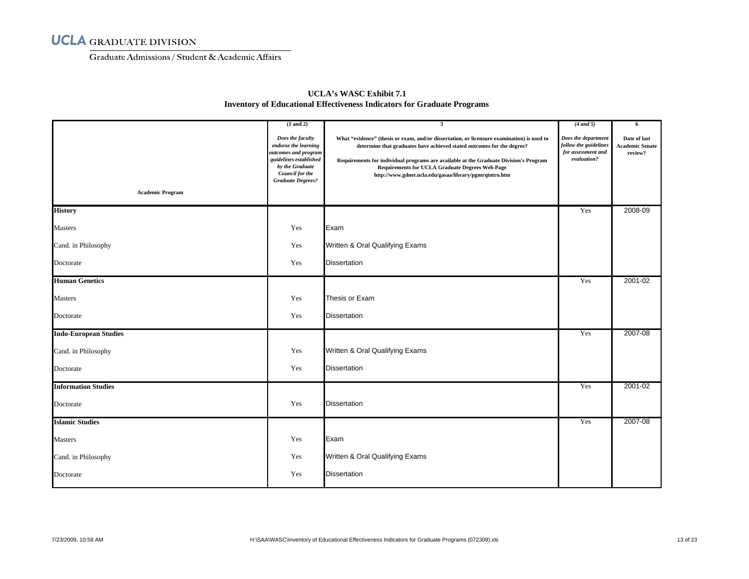UCLA GRADUATE DIVISION

Graduate Admissions / Student & Academic Affairs

**UCLA's WASC Exhibit 7.1**
**Inventory of Educational Effectiveness Indicators for Graduate Programs**

| Academic Program | (1 and 2) *Does the faculty endorse the learning outcomes and program guidelines established by the Graduate Council for the Graduate Degrees?* | 3 What "evidence" (thesis or exam, and/or dissertation, or licensure examination) is used to determine that graduates have achieved stated outcomes for the degree? Requirements for individual programs are available at the Graduate Division's Program Requirements for UCLA Graduate Degrees Web Page http://www.gdnet.ucla.edu/gasaa/library/pgmrqintro.htm | (4 and 5) *Does the department follow the guidelines for assessment and evaluation?* | 6 Date of last Academic Senate review? |
|---|---|---|---|---|
| **History** | | | Yes | 2008-09 |
| Masters | Yes | Exam | | |
| Cand. in Philosophy | Yes | Written & Oral Qualifying Exams | | |
| Doctorate | Yes | Dissertation | | |
| **Human Genetics** | | | Yes | 2001-02 |
| Masters | Yes | Thesis or Exam | | |
| Doctorate | Yes | Dissertation | | |
| **Indo-European Studies** | | | Yes | 2007-08 |
| Cand. in Philosophy | Yes | Written & Oral Qualifying Exams | | |
| Doctorate | Yes | Dissertation | | |
| **Information Studies** | | | Yes | 2001-02 |
| Doctorate | Yes | Dissertation | | |
| **Islamic Studies** | | | Yes | 2007-08 |
| Masters | Yes | Exam | | |
| Cand. in Philosophy | Yes | Written & Oral Qualifying Exams | | |
| Doctorate | Yes | Dissertation | | |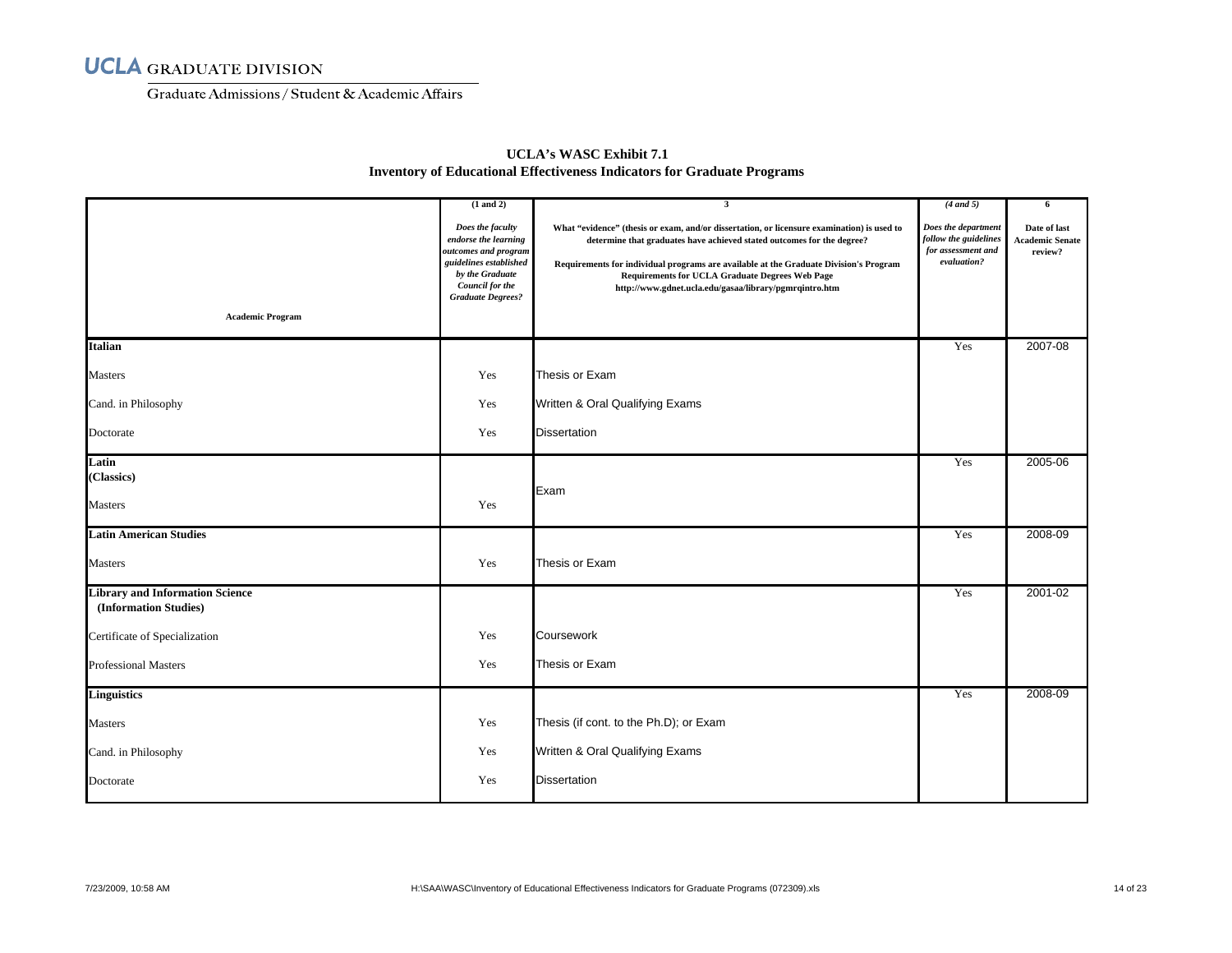UCLA GRADUATE DIVISION

Graduate Admissions / Student & Academic Affairs

**UCLA's WASC Exhibit 7.1**
**Inventory of Educational Effectiveness Indicators for Graduate Programs**

| Academic Program | (1 and 2) *Does the faculty endorse the learning outcomes and program guidelines established by the Graduate Council for the Graduate Degrees?* | 3 What "evidence" (thesis or exam, and/or dissertation, or licensure examination) is used to determine that graduates have achieved stated outcomes for the degree? Requirements for individual programs are available at the Graduate Division's Program Requirements for UCLA Graduate Degrees Web Page http://www.gdnet.ucla.edu/gasaa/library/pgmrqintro.htm | (4 and 5) *Does the department follow the guidelines for assessment and evaluation?* | 6 Date of last Academic Senate review? |
|---|---|---|---|---|
| **Italian** | | | Yes | 2007-08 |
| Masters | Yes | Thesis or Exam | | |
| Cand. in Philosophy | Yes | Written & Oral Qualifying Exams | | |
| Doctorate | Yes | Dissertation | | |
| **Latin (Classics)** | | | Yes | 2005-06 |
| Masters | Yes | Exam | | |
| **Latin American Studies** | | | Yes | 2008-09 |
| Masters | Yes | Thesis or Exam | | |
| **Library and Information Science (Information Studies)** | | | Yes | 2001-02 |
| Certificate of Specialization | Yes | Coursework | | |
| Professional Masters | Yes | Thesis or Exam | | |
| **Linguistics** | | | Yes | 2008-09 |
| Masters | Yes | Thesis (if cont. to the Ph.D); or Exam | | |
| Cand. in Philosophy | Yes | Written & Oral Qualifying Exams | | |
| Doctorate | Yes | Dissertation | | |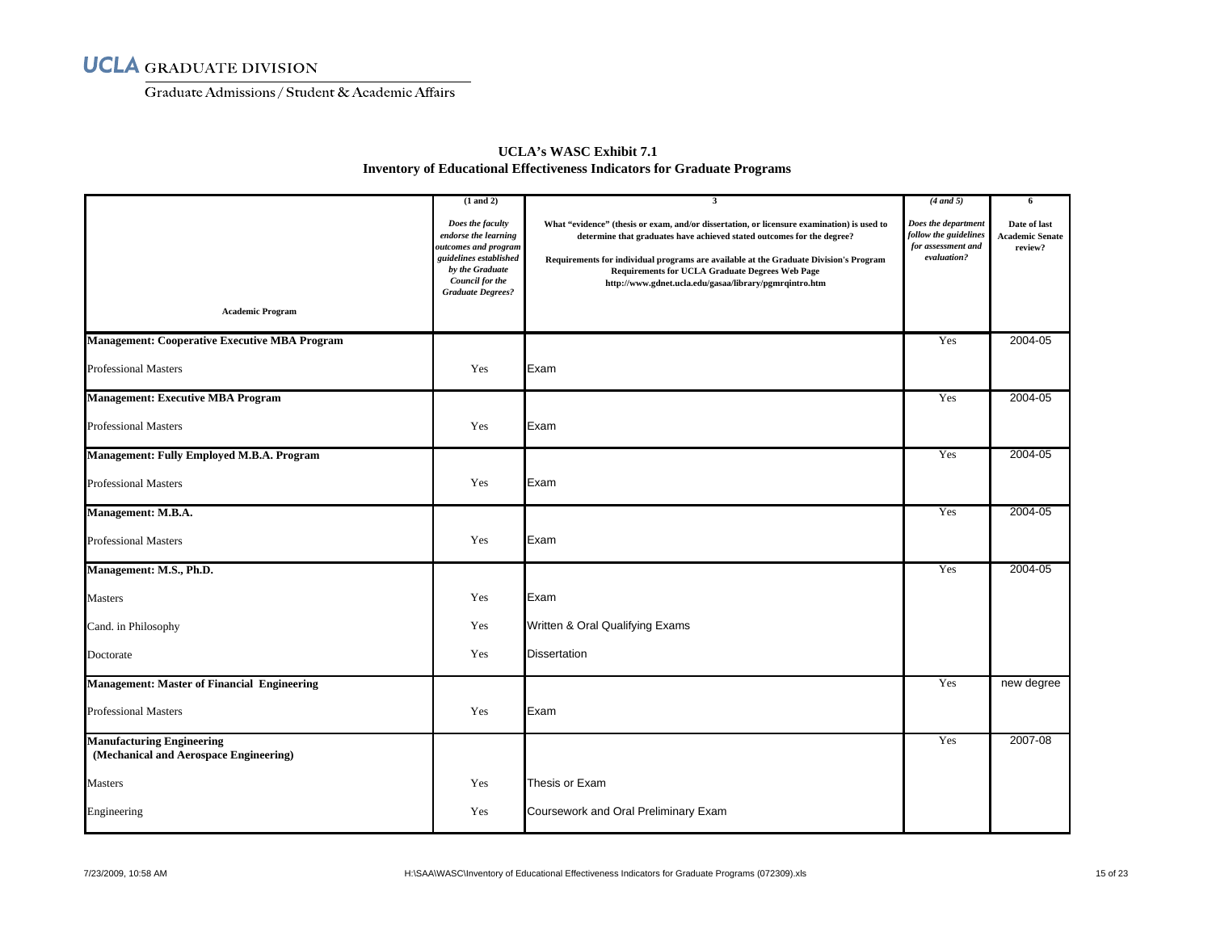# UCLA GRADUATE DIVISION

Graduate Admissions / Student & Academic Affairs

## UCLA's WASC Exhibit 7.1
## Inventory of Educational Effectiveness Indicators for Graduate Programs

| Academic Program | (1 and 2) *Does the faculty endorse the learning outcomes and program guidelines established by the Graduate Council for the Graduate Degrees?* | 3 What "evidence" (thesis or exam, and/or dissertation, or licensure examination) is used to determine that graduates have achieved stated outcomes for the degree? Requirements for individual programs are available at the Graduate Division's Program Requirements for UCLA Graduate Degrees Web Page http://www.gdnet.ucla.edu/gasaa/library/pgmrqintro.htm | (4 and 5) *Does the department follow the guidelines for assessment and evaluation?* | 6 Date of last Academic Senate review? |
|---|---|---|---|---|
| **Management: Cooperative Executive MBA Program** | | | Yes | 2004-05 |
| Professional Masters | Yes | Exam | | |
| **Management: Executive MBA Program** | | | Yes | 2004-05 |
| Professional Masters | Yes | Exam | | |
| **Management: Fully Employed M.B.A. Program** | | | Yes | 2004-05 |
| Professional Masters | Yes | Exam | | |
| **Management: M.B.A.** | | | Yes | 2004-05 |
| Professional Masters | Yes | Exam | | |
| **Management: M.S., Ph.D.** | | | Yes | 2004-05 |
| Masters | Yes | Exam | | |
| Cand. in Philosophy | Yes | Written & Oral Qualifying Exams | | |
| Doctorate | Yes | Dissertation | | |
| **Management: Master of Financial Engineering** | | | Yes | new degree |
| Professional Masters | Yes | Exam | | |
| **Manufacturing Engineering (Mechanical and Aerospace Engineering)** | | | Yes | 2007-08 |
| Masters | Yes | Thesis or Exam | | |
| Engineering | Yes | Coursework and Oral Preliminary Exam | | |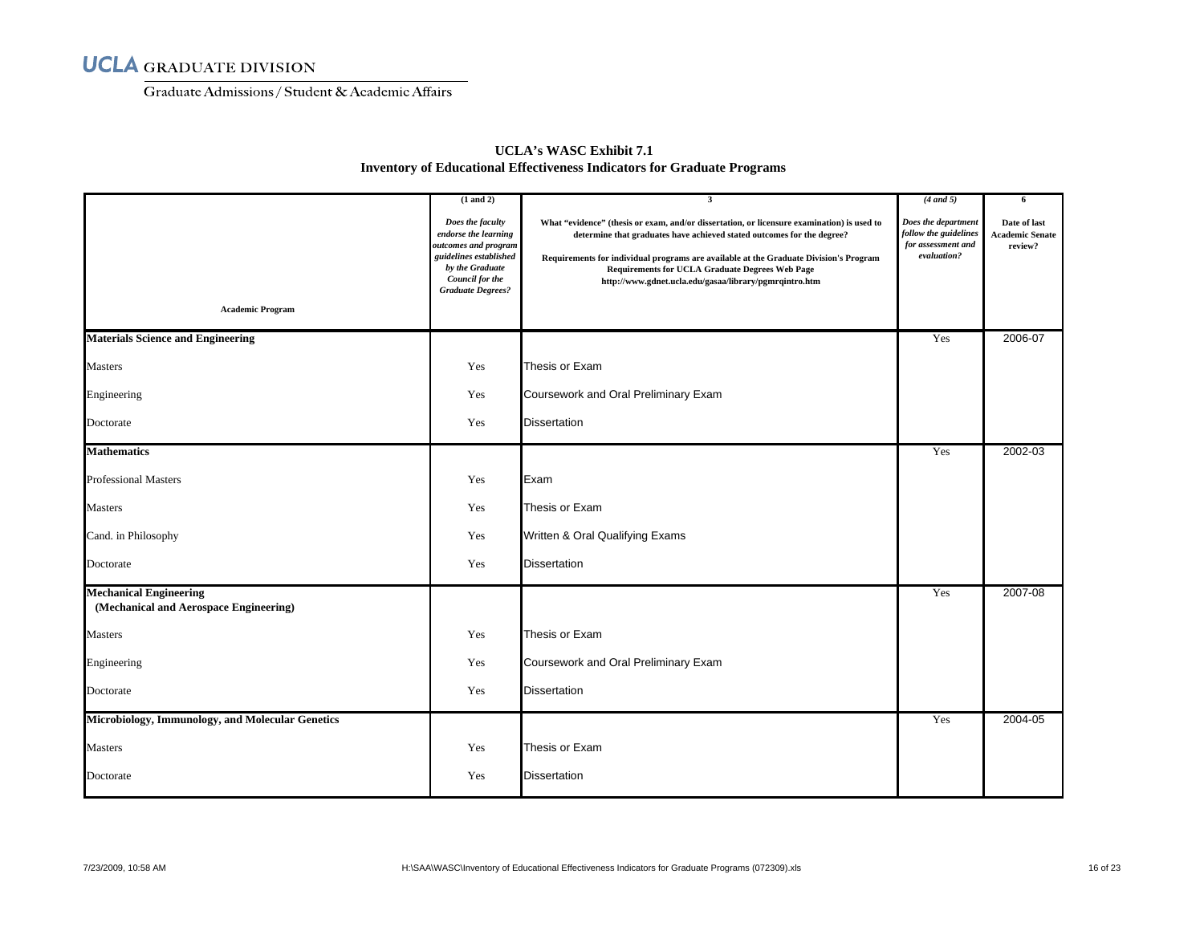UCLA GRADUATE DIVISION

Graduate Admissions / Student & Academic Affairs

## UCLA's WASC Exhibit 7.1
## Inventory of Educational Effectiveness Indicators for Graduate Programs

| Academic Program | (1 and 2) *Does the faculty endorse the learning outcomes and program guidelines established by the Graduate Council for the Graduate Degrees?* | 3 What "evidence" (thesis or exam, and/or dissertation, or licensure examination) is used to determine that graduates have achieved stated outcomes for the degree? Requirements for individual programs are available at the Graduate Division's Program Requirements for UCLA Graduate Degrees Web Page http://www.gdnet.ucla.edu/gasaa/library/pgmrqintro.htm | (4 and 5) *Does the department follow the guidelines for assessment and evaluation?* | 6 Date of last Academic Senate review? |
|---|---|---|---|---|
| **Materials Science and Engineering** | | | Yes | 2006-07 |
| Masters | Yes | Thesis or Exam | | |
| Engineering | Yes | Coursework and Oral Preliminary Exam | | |
| Doctorate | Yes | Dissertation | | |
| **Mathematics** | | | Yes | 2002-03 |
| Professional Masters | Yes | Exam | | |
| Masters | Yes | Thesis or Exam | | |
| Cand. in Philosophy | Yes | Written & Oral Qualifying Exams | | |
| Doctorate | Yes | Dissertation | | |
| **Mechanical Engineering (Mechanical and Aerospace Engineering)** | | | Yes | 2007-08 |
| Masters | Yes | Thesis or Exam | | |
| Engineering | Yes | Coursework and Oral Preliminary Exam | | |
| Doctorate | Yes | Dissertation | | |
| **Microbiology, Immunology, and Molecular Genetics** | | | Yes | 2004-05 |
| Masters | Yes | Thesis or Exam | | |
| Doctorate | Yes | Dissertation | | |

7/23/2009, 10:58 AM H:\SAA\WASC\Inventory of Educational Effectiveness Indicators for Graduate Programs (072309).xls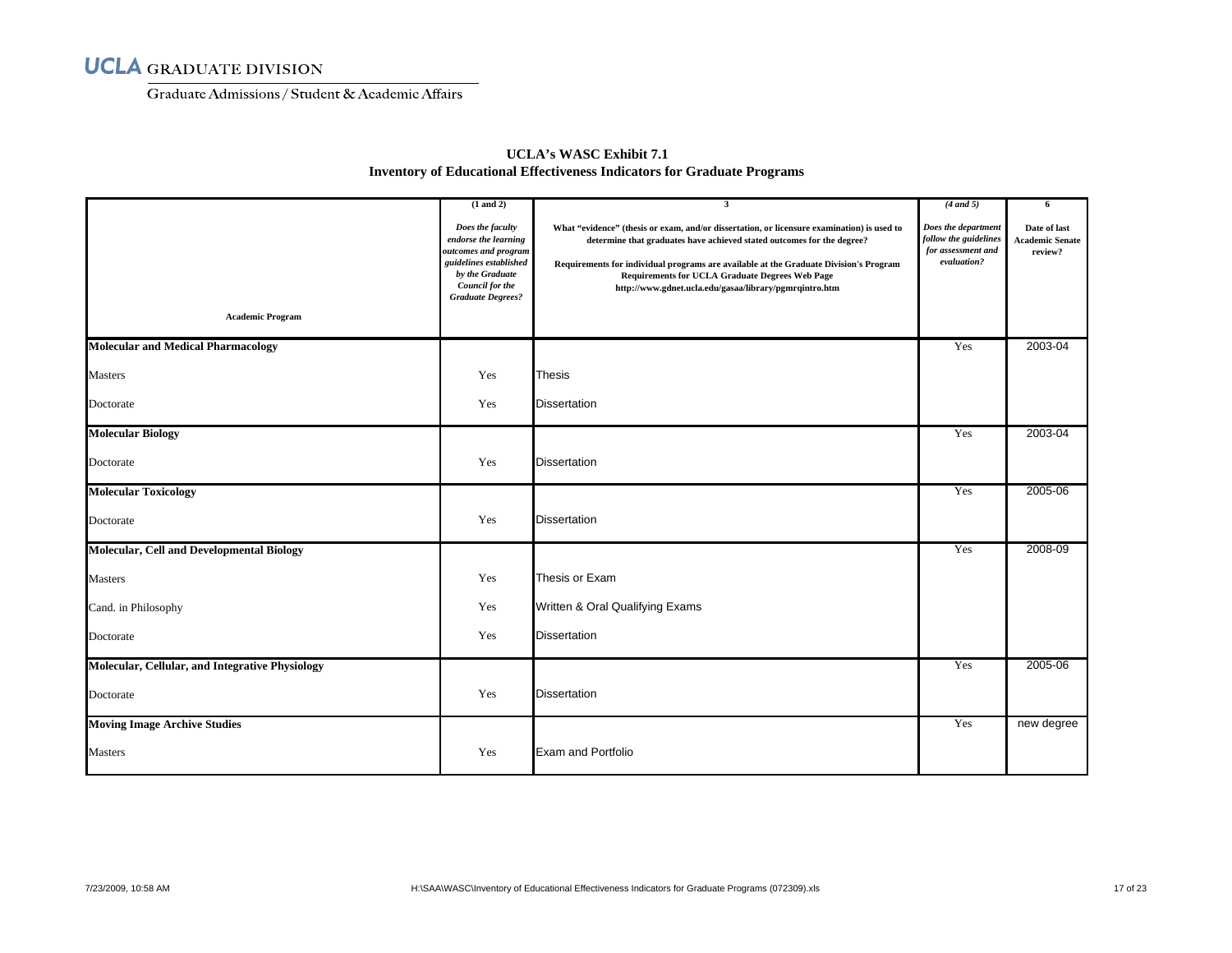UCLA GRADUATE DIVISION

Graduate Admissions / Student & Academic Affairs

## UCLA's WASC Exhibit 7.1
## Inventory of Educational Effectiveness Indicators for Graduate Programs

| Academic Program | (1 and 2) *Does the faculty endorse the learning outcomes and program guidelines established by the Graduate Council for the Graduate Degrees?* | 3 What "evidence" (thesis or exam, and/or dissertation, or licensure examination) is used to determine that graduates have achieved stated outcomes for the degree? Requirements for individual programs are available at the Graduate Division's Program Requirements for UCLA Graduate Degrees Web Page http://www.gdnet.ucla.edu/gasaa/library/pgmrqintro.htm | (4 and 5) *Does the department follow the guidelines for assessment and evaluation?* | 6 Date of last Academic Senate review? |
|---|---|---|---|---|
| **Molecular and Medical Pharmacology** | | | Yes | 2003-04 |
| Masters | Yes | Thesis | | |
| Doctorate | Yes | Dissertation | | |
| **Molecular Biology** | | | Yes | 2003-04 |
| Doctorate | Yes | Dissertation | | |
| **Molecular Toxicology** | | | Yes | 2005-06 |
| Doctorate | Yes | Dissertation | | |
| **Molecular, Cell and Developmental Biology** | | | Yes | 2008-09 |
| Masters | Yes | Thesis or Exam | | |
| Cand. in Philosophy | Yes | Written & Oral Qualifying Exams | | |
| Doctorate | Yes | Dissertation | | |
| **Molecular, Cellular, and Integrative Physiology** | | | Yes | 2005-06 |
| Doctorate | Yes | Dissertation | | |
| **Moving Image Archive Studies** | | | Yes | new degree |
| Masters | Yes | Exam and Portfolio | | |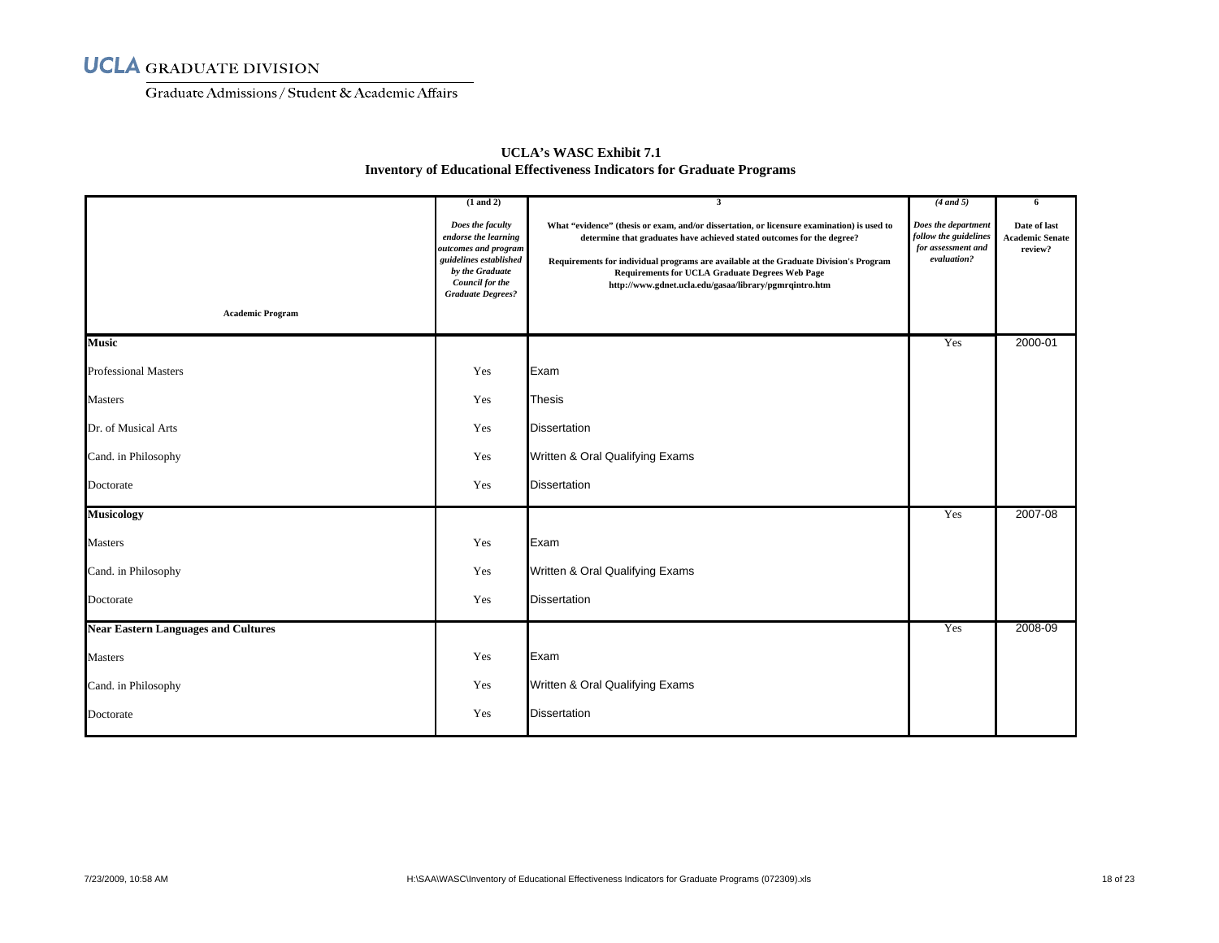UCLA GRADUATE DIVISION

Graduate Admissions / Student & Academic Affairs

**UCLA's WASC Exhibit 7.1**
**Inventory of Educational Effectiveness Indicators for Graduate Programs**

| Academic Program | (1 and 2) *Does the faculty endorse the learning outcomes and program guidelines established by the Graduate Council for the Graduate Degrees?* | 3 What "evidence" (thesis or exam, and/or dissertation, or licensure examination) is used to determine that graduates have achieved stated outcomes for the degree? Requirements for individual programs are available at the Graduate Division's Program Requirements for UCLA Graduate Degrees Web Page http://www.gdnet.ucla.edu/gasaa/library/pgmrqintro.htm | (4 and 5) *Does the department follow the guidelines for assessment and evaluation?* | 6 Date of last Academic Senate review? |
|---|---|---|---|---|
| **Music** | | | Yes | 2000-01 |
| Professional Masters | Yes | Exam | | |
| Masters | Yes | Thesis | | |
| Dr. of Musical Arts | Yes | Dissertation | | |
| Cand. in Philosophy | Yes | Written & Oral Qualifying Exams | | |
| Doctorate | Yes | Dissertation | | |
| **Musicology** | | | Yes | 2007-08 |
| Masters | Yes | Exam | | |
| Cand. in Philosophy | Yes | Written & Oral Qualifying Exams | | |
| Doctorate | Yes | Dissertation | | |
| **Near Eastern Languages and Cultures** | | | Yes | 2008-09 |
| Masters | Yes | Exam | | |
| Cand. in Philosophy | Yes | Written & Oral Qualifying Exams | | |
| Doctorate | Yes | Dissertation | | |

7/23/2009, 10:58 AM H:\SAA\WASC\Inventory of Educational Effectiveness Indicators for Graduate Programs (072309).xls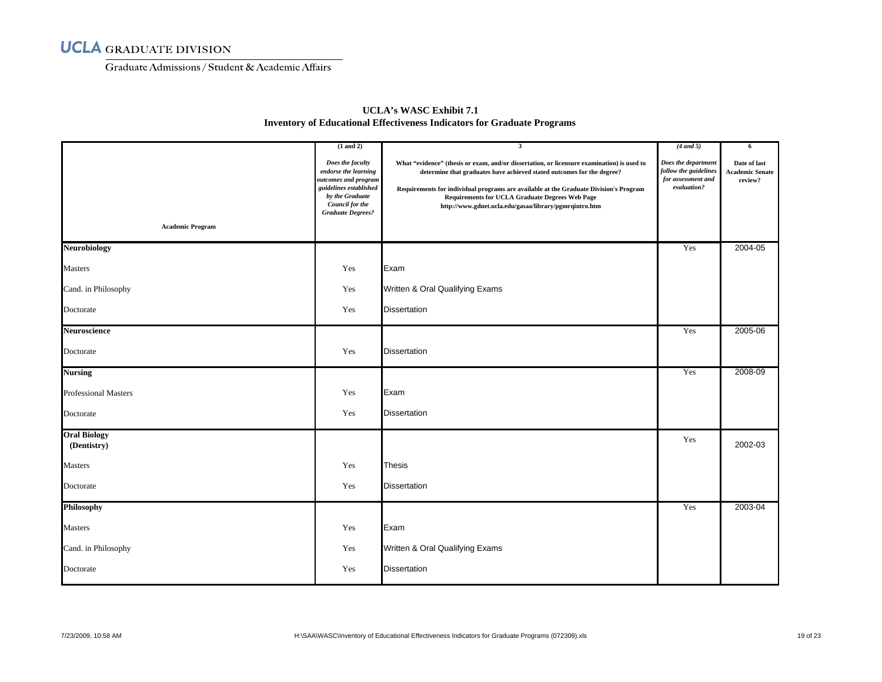# UCLA GRADUATE DIVISION

Graduate Admissions / Student & Academic Affairs

## UCLA's WASC Exhibit 7.1
## Inventory of Educational Effectiveness Indicators for Graduate Programs

| Academic Program | (1 and 2) *Does the faculty endorse the learning outcomes and program guidelines established by the Graduate Council for the Graduate Degrees?* | 3 What "evidence" (thesis or exam, and/or dissertation, or licensure examination) is used to determine that graduates have achieved stated outcomes for the degree? Requirements for individual programs are available at the Graduate Division's Program Requirements for UCLA Graduate Degrees Web Page http://www.gdnet.ucla.edu/gasaa/library/pgmrqintro.htm | (4 and 5) *Does the department follow the guidelines for assessment and evaluation?* | 6 Date of last Academic Senate review? |
|---|---|---|---|---|
| **Neurobiology** | | | Yes | 2004-05 |
| Masters | Yes | Exam | | |
| Cand. in Philosophy | Yes | Written & Oral Qualifying Exams | | |
| Doctorate | Yes | Dissertation | | |
| **Neuroscience** | | | Yes | 2005-06 |
| Doctorate | Yes | Dissertation | | |
| **Nursing** | | | Yes | 2008-09 |
| Professional Masters | Yes | Exam | | |
| Doctorate | Yes | Dissertation | | |
| **Oral Biology (Dentistry)** | | | Yes | 2002-03 |
| Masters | Yes | Thesis | | |
| Doctorate | Yes | Dissertation | | |
| **Philosophy** | | | Yes | 2003-04 |
| Masters | Yes | Exam | | |
| Cand. in Philosophy | Yes | Written & Oral Qualifying Exams | | |
| Doctorate | Yes | Dissertation | | |

7/23/2009, 10:58 AM H:\SAA\WASC\Inventory of Educational Effectiveness Indicators for Graduate Programs (072309).xls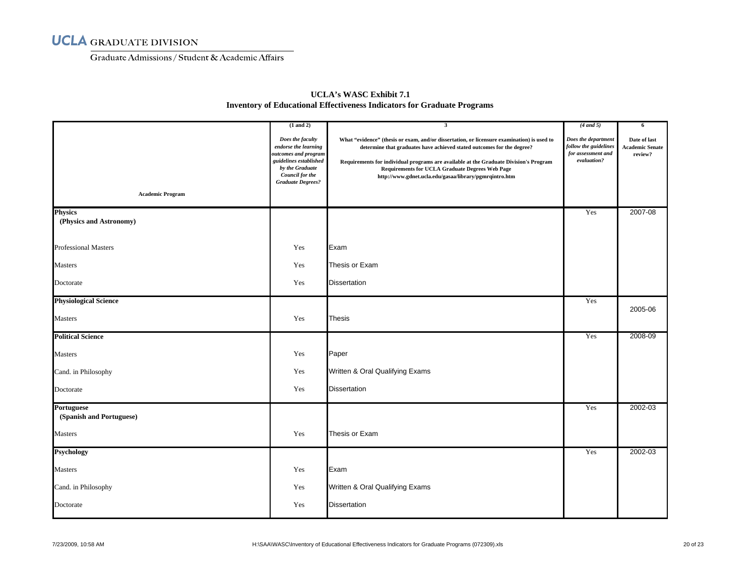UCLA GRADUATE DIVISION

Graduate Admissions / Student & Academic Affairs

## UCLA's WASC Exhibit 7.1
## Inventory of Educational Effectiveness Indicators for Graduate Programs

| Academic Program | (1 and 2) *Does the faculty endorse the learning outcomes and program guidelines established by the Graduate Council for the Graduate Degrees?* | 3 What "evidence" (thesis or exam, and/or dissertation, or licensure examination) is used to determine that graduates have achieved stated outcomes for the degree? Requirements for individual programs are available at the Graduate Division's Program Requirements for UCLA Graduate Degrees Web Page http://www.gdnet.ucla.edu/gasaa/library/pgmrqintro.htm | (4 and 5) *Does the department follow the guidelines for assessment and evaluation?* | 6 Date of last Academic Senate review? |
|---|---|---|---|---|
| **Physics (Physics and Astronomy)** | | | Yes | 2007-08 |
| Professional Masters | Yes | Exam | | |
| Masters | Yes | Thesis or Exam | | |
| Doctorate | Yes | Dissertation | | |
| **Physiological Science** | | | Yes | 2005-06 |
| Masters | Yes | Thesis | | |
| **Political Science** | | | Yes | 2008-09 |
| Masters | Yes | Paper | | |
| Cand. in Philosophy | Yes | Written & Oral Qualifying Exams | | |
| Doctorate | Yes | Dissertation | | |
| **Portuguese (Spanish and Portuguese)** | | | Yes | 2002-03 |
| Masters | Yes | Thesis or Exam | | |
| **Psychology** | | | Yes | 2002-03 |
| Masters | Yes | Exam | | |
| Cand. in Philosophy | Yes | Written & Oral Qualifying Exams | | |
| Doctorate | Yes | Dissertation | | |

7/23/2009, 10:58 AM H:\SAA\WASC\Inventory of Educational Effectiveness Indicators for Graduate Programs (072309).xls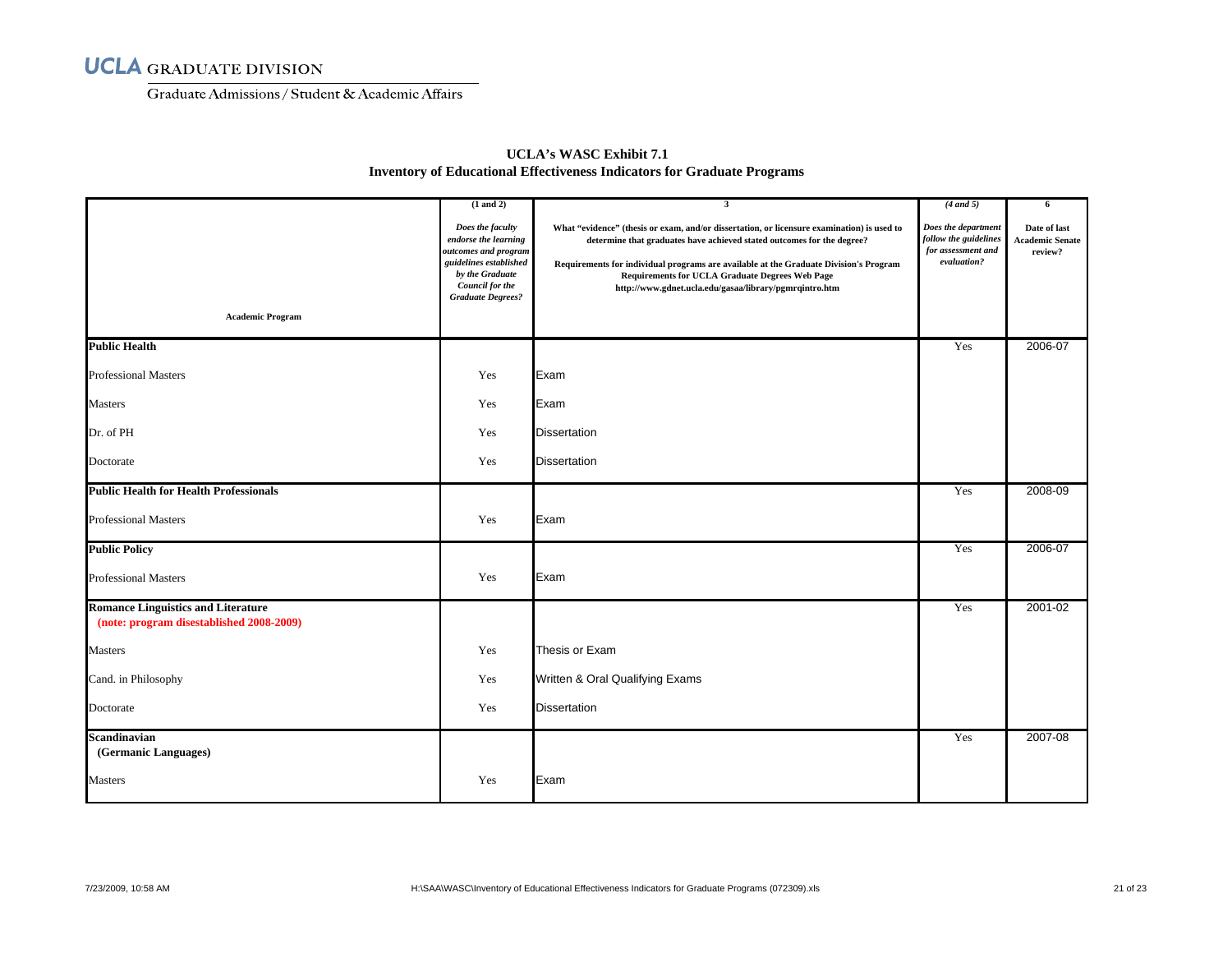UCLA GRADUATE DIVISION

Graduate Admissions / Student & Academic Affairs

## UCLA's WASC Exhibit 7.1
## Inventory of Educational Effectiveness Indicators for Graduate Programs

| Academic Program | (1 and 2) *Does the faculty endorse the learning outcomes and program guidelines established by the Graduate Council for the Graduate Degrees?* | 3 What "evidence" (thesis or exam, and/or dissertation, or licensure examination) is used to determine that graduates have achieved stated outcomes for the degree? Requirements for individual programs are available at the Graduate Division's Program Requirements for UCLA Graduate Degrees Web Page http://www.gdnet.ucla.edu/gasaa/library/pgmrqintro.htm | (4 and 5) *Does the department follow the guidelines for assessment and evaluation?* | 6 Date of last Academic Senate review? |
|---|---|---|---|---|
| **Public Health** | | | Yes | 2006-07 |
| Professional Masters | Yes | Exam | | |
| Masters | Yes | Exam | | |
| Dr. of PH | Yes | Dissertation | | |
| Doctorate | Yes | Dissertation | | |
| **Public Health for Health Professionals** | | | Yes | 2008-09 |
| Professional Masters | Yes | Exam | | |
| **Public Policy** | | | Yes | 2006-07 |
| Professional Masters | Yes | Exam | | |
| **Romance Linguistics and Literature** **(note: program disestablished 2008-2009)** | | | Yes | 2001-02 |
| Masters | Yes | Thesis or Exam | | |
| Cand. in Philosophy | Yes | Written & Oral Qualifying Exams | | |
| Doctorate | Yes | Dissertation | | |
| **Scandinavian** **(Germanic Languages)** | | | Yes | 2007-08 |
| Masters | Yes | Exam | | |

7/23/2009, 10:58 AM H:\SAA\WASC\Inventory of Educational Effectiveness Indicators for Graduate Programs (072309).xls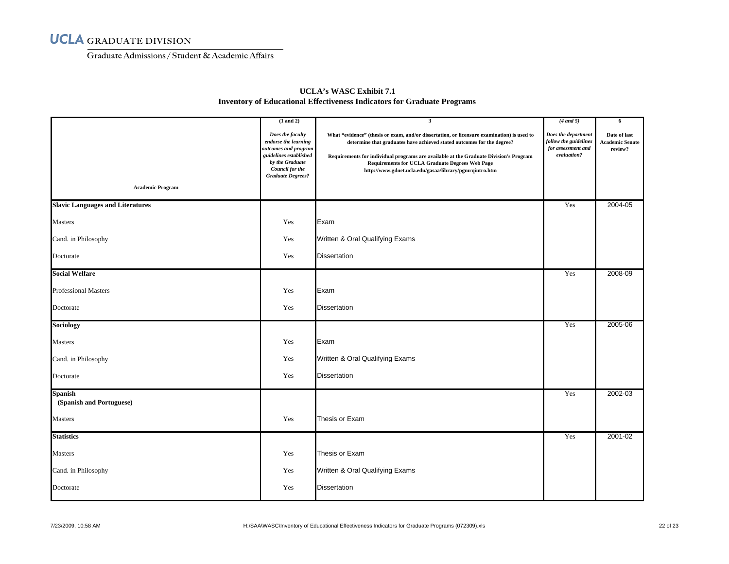UCLA GRADUATE DIVISION

Graduate Admissions / Student & Academic Affairs

**UCLA's WASC Exhibit 7.1**
**Inventory of Educational Effectiveness Indicators for Graduate Programs**

| Academic Program | (1 and 2) *Does the faculty endorse the learning outcomes and program guidelines established by the Graduate Council for the Graduate Degrees?* | 3 What "evidence" (thesis or exam, and/or dissertation, or licensure examination) is used to determine that graduates have achieved stated outcomes for the degree? Requirements for individual programs are available at the Graduate Division's Program Requirements for UCLA Graduate Degrees Web Page http://www.gdnet.ucla.edu/gasaa/library/pgmrqintro.htm | *(4 and 5)* *Does the department follow the guidelines for assessment and evaluation?* | 6 Date of last Academic Senate review? |
|---|---|---|---|---|
| **Slavic Languages and Literatures** | | | Yes | 2004-05 |
| Masters | Yes | Exam | | |
| Cand. in Philosophy | Yes | Written & Oral Qualifying Exams | | |
| Doctorate | Yes | Dissertation | | |
| **Social Welfare** | | | Yes | 2008-09 |
| Professional Masters | Yes | Exam | | |
| Doctorate | Yes | Dissertation | | |
| **Sociology** | | | Yes | 2005-06 |
| Masters | Yes | Exam | | |
| Cand. in Philosophy | Yes | Written & Oral Qualifying Exams | | |
| Doctorate | Yes | Dissertation | | |
| **Spanish (Spanish and Portuguese)** | | | Yes | 2002-03 |
| Masters | Yes | Thesis or Exam | | |
| **Statistics** | | | Yes | 2001-02 |
| Masters | Yes | Thesis or Exam | | |
| Cand. in Philosophy | Yes | Written & Oral Qualifying Exams | | |
| Doctorate | Yes | Dissertation | | |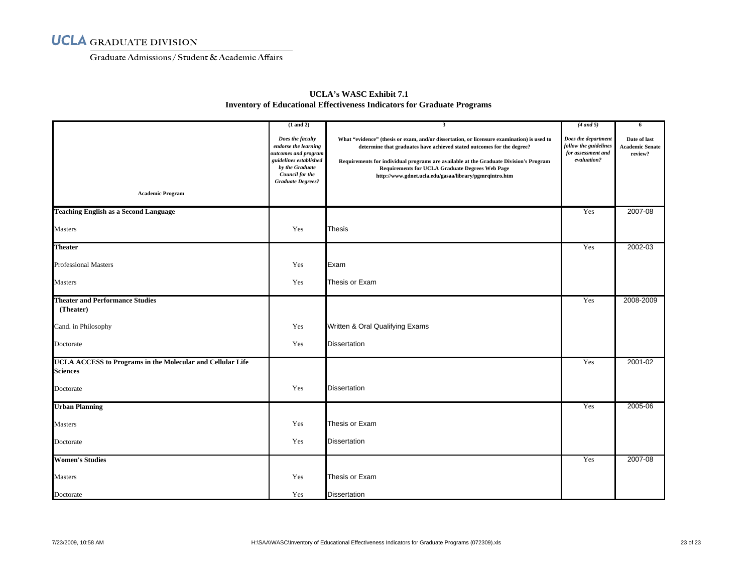UCLA GRADUATE DIVISION

Graduate Admissions / Student & Academic Affairs

## UCLA's WASC Exhibit 7.1
## Inventory of Educational Effectiveness Indicators for Graduate Programs

| Academic Program | (1 and 2) *Does the faculty endorse the learning outcomes and program guidelines established by the Graduate Council for the Graduate Degrees?* | 3 What "evidence" (thesis or exam, and/or dissertation, or licensure examination) is used to determine that graduates have achieved stated outcomes for the degree? Requirements for individual programs are available at the Graduate Division's Program Requirements for UCLA Graduate Degrees Web Page http://www.gdnet.ucla.edu/gasaa/library/pgmrqintro.htm | (4 and 5) *Does the department follow the guidelines for assessment and evaluation?* | 6 Date of last Academic Senate review? |
|---|---|---|---|---|
| **Teaching English as a Second Language** | | | Yes | 2007-08 |
| Masters | Yes | Thesis | | |
| **Theater** | | | Yes | 2002-03 |
| Professional Masters | Yes | Exam | | |
| Masters | Yes | Thesis or Exam | | |
| **Theater and Performance Studies (Theater)** | | | Yes | 2008-2009 |
| Cand. in Philosophy | Yes | Written & Oral Qualifying Exams | | |
| Doctorate | Yes | Dissertation | | |
| **UCLA ACCESS to Programs in the Molecular and Cellular Life Sciences** | | | Yes | 2001-02 |
| Doctorate | Yes | Dissertation | | |
| **Urban Planning** | | | Yes | 2005-06 |
| Masters | Yes | Thesis or Exam | | |
| Doctorate | Yes | Dissertation | | |
| **Women's Studies** | | | Yes | 2007-08 |
| Masters | Yes | Thesis or Exam | | |
| Doctorate | Yes | Dissertation | | |

7/23/2009, 10:58 AM H:\SAA\WASC\Inventory of Educational Effectiveness Indicators for Graduate Programs (072309).xls